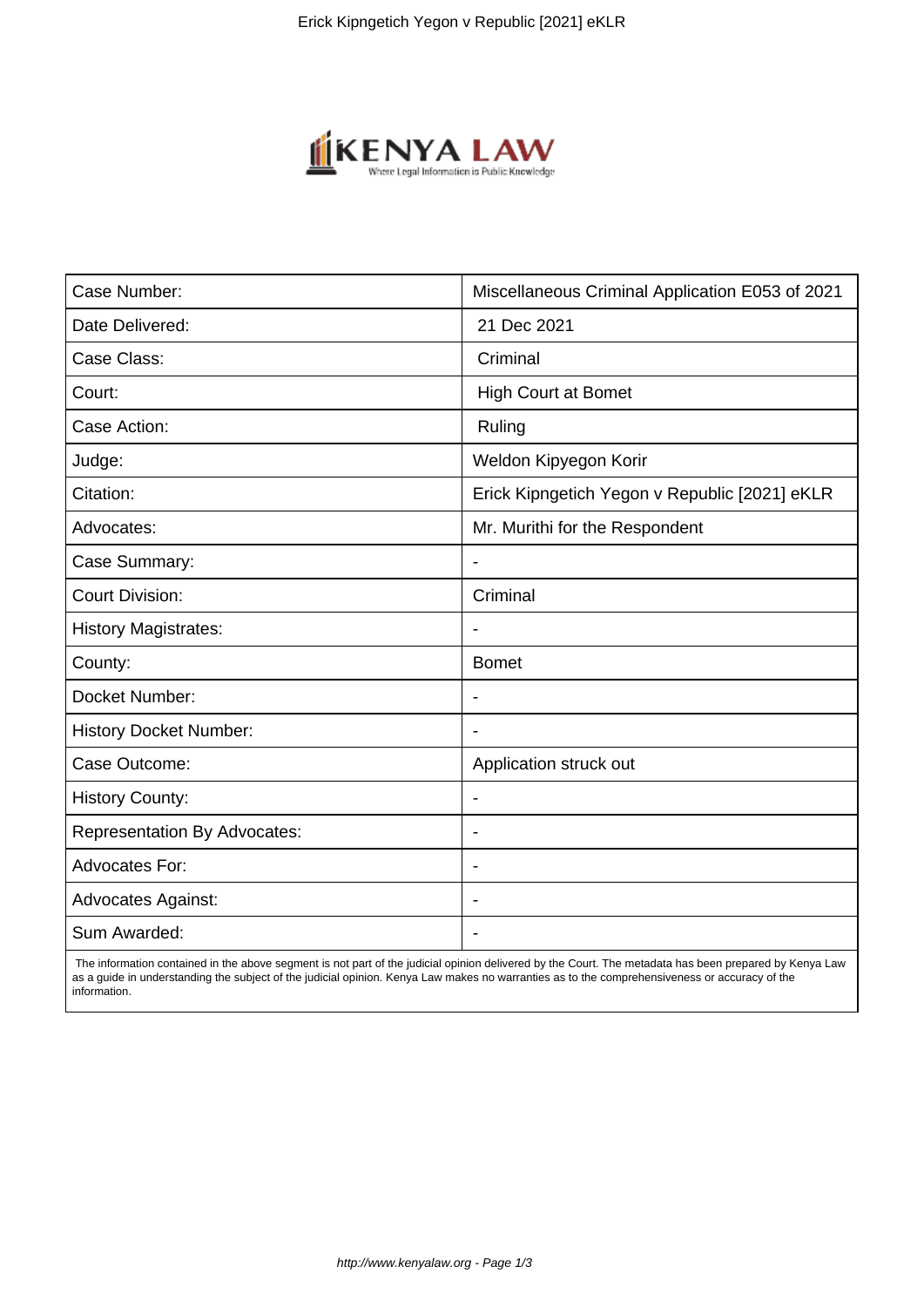| Case Number: | Miscellaneous Criminal Application E053 of 2021 |
| --- | --- |
| Date Delivered: | 21 Dec 2021 |
| Case Class: | Criminal |
| Court: | High Court at Bomet |
| Case Action: | Ruling |
| Judge: | Weldon Kipyegon Korir |
| Citation: | Erick Kipngetich Yegon v Republic [2021] eKLR |
| Advocates: | Mr. Murithi for the Respondent |
| Case Summary: | - |
| Court Division: | Criminal |
| History Magistrates: | - |
| County: | Bomet |
| Docket Number: | - |
| History Docket Number: | - |
| Case Outcome: | Application struck out |
| History County: | - |
| Representation By Advocates: | - |
| Advocates For: | - |
| Advocates Against: | - |
| Sum Awarded: | - |

The information contained in the above segment is not part of the judicial opinion delivered by the Court. The metadata has been prepared by Kenya Law as a guide in understanding the subject of the judicial opinion. Kenya Law makes no warranties as to the comprehensiveness or accuracy of the information.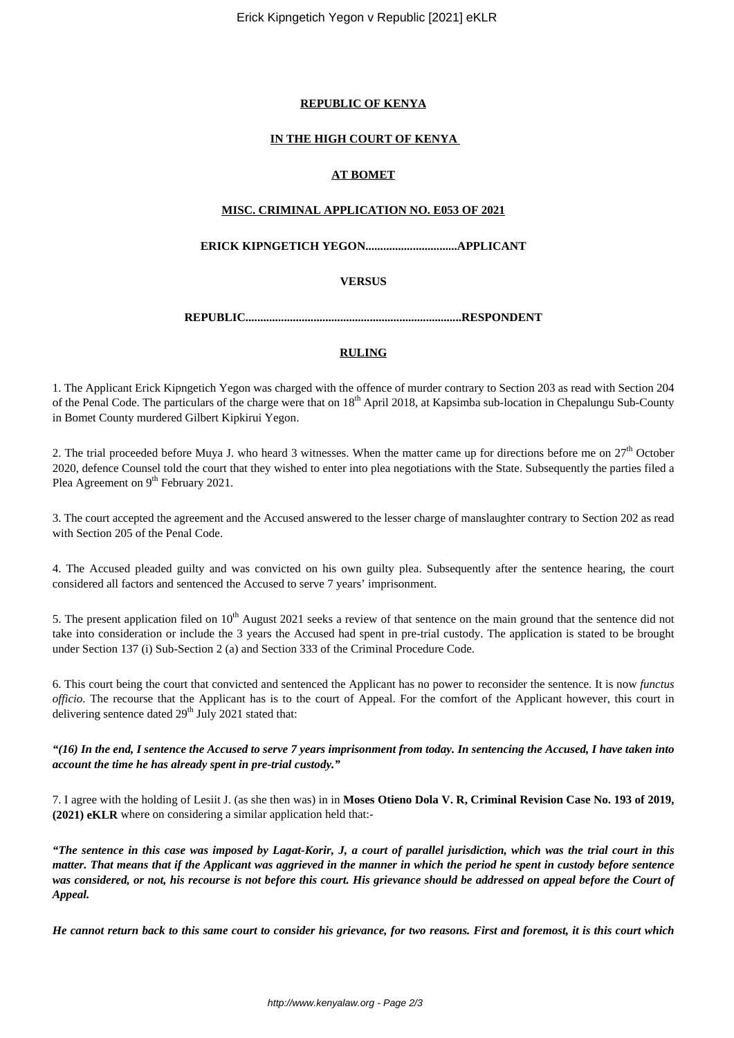**REPUBLIC OF KENYA**

**IN THE HIGH COURT OF KENYA**

**AT BOMET**

**MISC. CRIMINAL APPLICATION NO. E053 OF 2021**

**ERICK KIPNGETICH YEGON...............................APPLICANT**

**VERSUS**

**REPUBLIC.........................................................................RESPONDENT**

**RULING**

1. The Applicant Erick Kipngetich Yegon was charged with the offence of murder contrary to Section 203 as read with Section 204 of the Penal Code. The particulars of the charge were that on 18th April 2018, at Kapsimba sub-location in Chepalungu Sub-County in Bomet County murdered Gilbert Kipkirui Yegon.

2. The trial proceeded before Muya J. who heard 3 witnesses. When the matter came up for directions before me on 27th October 2020, defence Counsel told the court that they wished to enter into plea negotiations with the State. Subsequently the parties filed a Plea Agreement on 9th February 2021.

3. The court accepted the agreement and the Accused answered to the lesser charge of manslaughter contrary to Section 202 as read with Section 205 of the Penal Code.

4. The Accused pleaded guilty and was convicted on his own guilty plea. Subsequently after the sentence hearing, the court considered all factors and sentenced the Accused to serve 7 years' imprisonment.

5. The present application filed on 10th August 2021 seeks a review of that sentence on the main ground that the sentence did not take into consideration or include the 3 years the Accused had spent in pre-trial custody. The application is stated to be brought under Section 137 (i) Sub-Section 2 (a) and Section 333 of the Criminal Procedure Code.

6. This court being the court that convicted and sentenced the Applicant has no power to reconsider the sentence. It is now *functus officio*. The recourse that the Applicant has is to the court of Appeal. For the comfort of the Applicant however, this court in delivering sentence dated 29th July 2021 stated that:

***"(16) In the end, I sentence the Accused to serve 7 years imprisonment from today. In sentencing the Accused, I have taken into account the time he has already spent in pre-trial custody."***

7. I agree with the holding of Lesiit J. (as she then was) in in **Moses Otieno Dola V. R, Criminal Revision Case No. 193 of 2019, (2021) eKLR** where on considering a similar application held that:-

***"The sentence in this case was imposed by Lagat-Korir, J, a court of parallel jurisdiction, which was the trial court in this matter. That means that if the Applicant was aggrieved in the manner in which the period he spent in custody before sentence was considered, or not, his recourse is not before this court. His grievance should be addressed on appeal before the Court of Appeal.***

***He cannot return back to this same court to consider his grievance, for two reasons. First and foremost, it is this court which***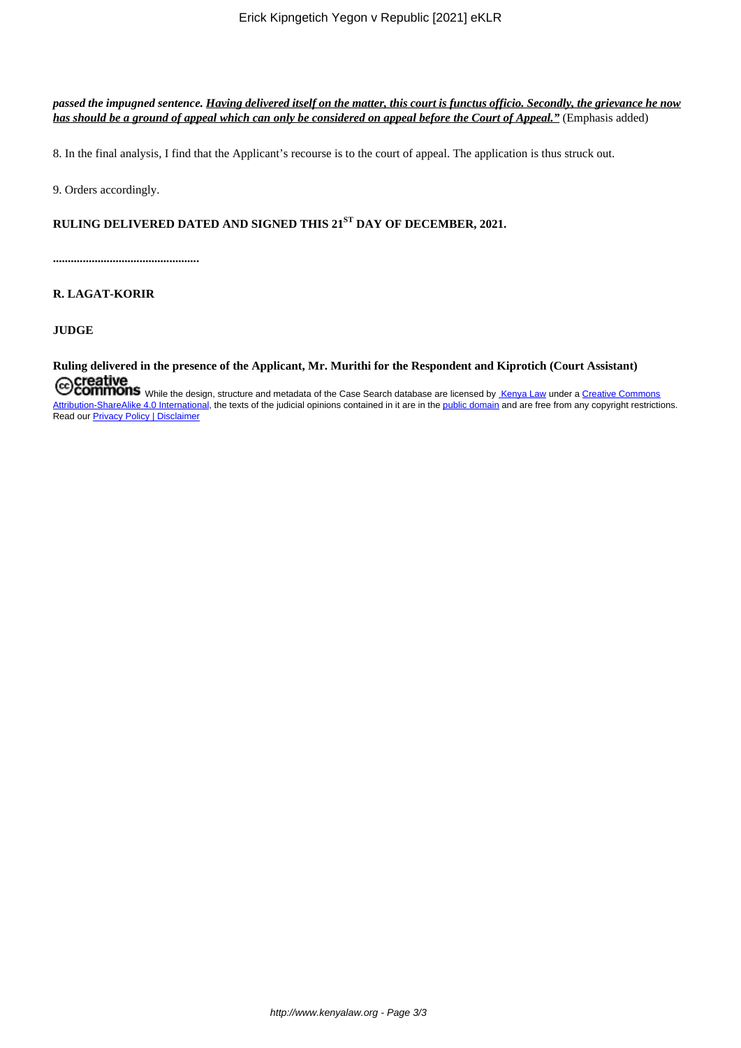***passed the impugned sentence. Having delivered itself on the matter, this court is functus officio. Secondly, the grievance he now has should be a ground of appeal which can only be considered on appeal before the Court of Appeal."*** (Emphasis added)

8. In the final analysis, I find that the Applicant's recourse is to the court of appeal. The application is thus struck out.

9. Orders accordingly.

**RULING DELIVERED DATED AND SIGNED THIS 21ST DAY OF DECEMBER, 2021.**

**.................................................**

**R. LAGAT-KORIR**

**JUDGE**

**Ruling delivered in the presence of the Applicant, Mr. Murithi for the Respondent and Kiprotich (Court Assistant)**

While the design, structure and metadata of the Case Search database are licensed by Kenya Law under a Creative Commons Attribution-ShareAlike 4.0 International, the texts of the judicial opinions contained in it are in the public domain and are free from any copyright restrictions. Read our Privacy Policy | Disclaimer